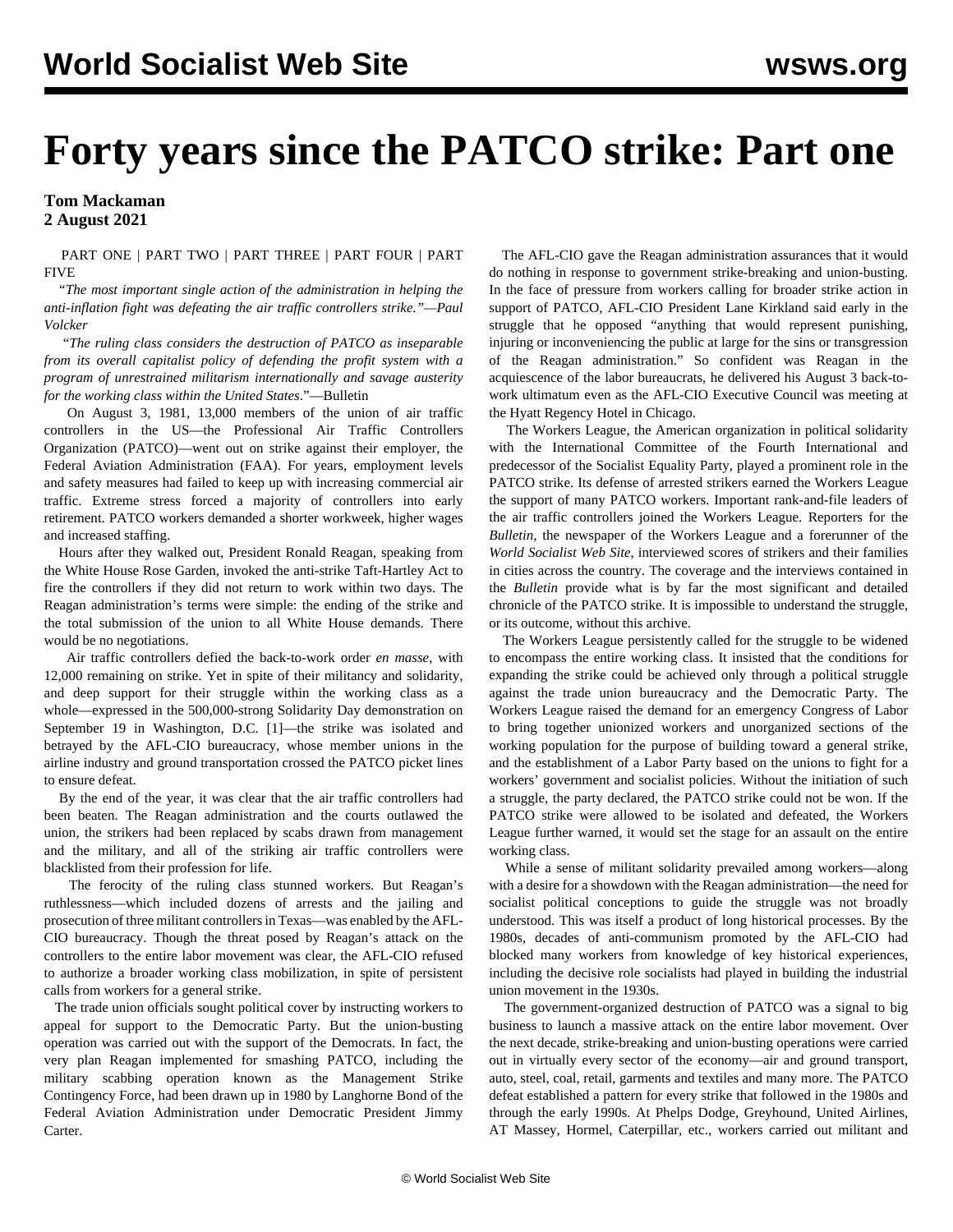# Forty years since the PATCO strike: Part one

**Tom Mackaman**
**2 August 2021**

PART ONE | PART TWO | PART THREE | PART FOUR | PART FIVE

*"The most important single action of the administration in helping the anti-inflation fight was defeating the air traffic controllers strike."—Paul Volcker*

*"The ruling class considers the destruction of PATCO as inseparable from its overall capitalist policy of defending the profit system with a program of unrestrained militarism internationally and savage austerity for the working class within the United States*."—Bulletin

On August 3, 1981, 13,000 members of the union of air traffic controllers in the US—the Professional Air Traffic Controllers Organization (PATCO)—went out on strike against their employer, the Federal Aviation Administration (FAA). For years, employment levels and safety measures had failed to keep up with increasing commercial air traffic. Extreme stress forced a majority of controllers into early retirement. PATCO workers demanded a shorter workweek, higher wages and increased staffing.

Hours after they walked out, President Ronald Reagan, speaking from the White House Rose Garden, invoked the anti-strike Taft-Hartley Act to fire the controllers if they did not return to work within two days. The Reagan administration's terms were simple: the ending of the strike and the total submission of the union to all White House demands. There would be no negotiations.

Air traffic controllers defied the back-to-work order *en masse*, with 12,000 remaining on strike. Yet in spite of their militancy and solidarity, and deep support for their struggle within the working class as a whole—expressed in the 500,000-strong Solidarity Day demonstration on September 19 in Washington, D.C. [1]—the strike was isolated and betrayed by the AFL-CIO bureaucracy, whose member unions in the airline industry and ground transportation crossed the PATCO picket lines to ensure defeat.

By the end of the year, it was clear that the air traffic controllers had been beaten. The Reagan administration and the courts outlawed the union, the strikers had been replaced by scabs drawn from management and the military, and all of the striking air traffic controllers were blacklisted from their profession for life.

The ferocity of the ruling class stunned workers. But Reagan's ruthlessness—which included dozens of arrests and the jailing and prosecution of three militant controllers in Texas—was enabled by the AFL-CIO bureaucracy. Though the threat posed by Reagan's attack on the controllers to the entire labor movement was clear, the AFL-CIO refused to authorize a broader working class mobilization, in spite of persistent calls from workers for a general strike.

The trade union officials sought political cover by instructing workers to appeal for support to the Democratic Party. But the union-busting operation was carried out with the support of the Democrats. In fact, the very plan Reagan implemented for smashing PATCO, including the military scabbing operation known as the Management Strike Contingency Force, had been drawn up in 1980 by Langhorne Bond of the Federal Aviation Administration under Democratic President Jimmy Carter.

The AFL-CIO gave the Reagan administration assurances that it would do nothing in response to government strike-breaking and union-busting. In the face of pressure from workers calling for broader strike action in support of PATCO, AFL-CIO President Lane Kirkland said early in the struggle that he opposed "anything that would represent punishing, injuring or inconveniencing the public at large for the sins or transgression of the Reagan administration." So confident was Reagan in the acquiescence of the labor bureaucrats, he delivered his August 3 back-to-work ultimatum even as the AFL-CIO Executive Council was meeting at the Hyatt Regency Hotel in Chicago.

The Workers League, the American organization in political solidarity with the International Committee of the Fourth International and predecessor of the Socialist Equality Party, played a prominent role in the PATCO strike. Its defense of arrested strikers earned the Workers League the support of many PATCO workers. Important rank-and-file leaders of the air traffic controllers joined the Workers League. Reporters for the *Bulletin*, the newspaper of the Workers League and a forerunner of the *World Socialist Web Site*, interviewed scores of strikers and their families in cities across the country. The coverage and the interviews contained in the *Bulletin* provide what is by far the most significant and detailed chronicle of the PATCO strike. It is impossible to understand the struggle, or its outcome, without this archive.

The Workers League persistently called for the struggle to be widened to encompass the entire working class. It insisted that the conditions for expanding the strike could be achieved only through a political struggle against the trade union bureaucracy and the Democratic Party. The Workers League raised the demand for an emergency Congress of Labor to bring together unionized workers and unorganized sections of the working population for the purpose of building toward a general strike, and the establishment of a Labor Party based on the unions to fight for a workers' government and socialist policies. Without the initiation of such a struggle, the party declared, the PATCO strike could not be won. If the PATCO strike were allowed to be isolated and defeated, the Workers League further warned, it would set the stage for an assault on the entire working class.

While a sense of militant solidarity prevailed among workers—along with a desire for a showdown with the Reagan administration—the need for socialist political conceptions to guide the struggle was not broadly understood. This was itself a product of long historical processes. By the 1980s, decades of anti-communism promoted by the AFL-CIO had blocked many workers from knowledge of key historical experiences, including the decisive role socialists had played in building the industrial union movement in the 1930s.

The government-organized destruction of PATCO was a signal to big business to launch a massive attack on the entire labor movement. Over the next decade, strike-breaking and union-busting operations were carried out in virtually every sector of the economy—air and ground transport, auto, steel, coal, retail, garments and textiles and many more. The PATCO defeat established a pattern for every strike that followed in the 1980s and through the early 1990s. At Phelps Dodge, Greyhound, United Airlines, AT Massey, Hormel, Caterpillar, etc., workers carried out militant and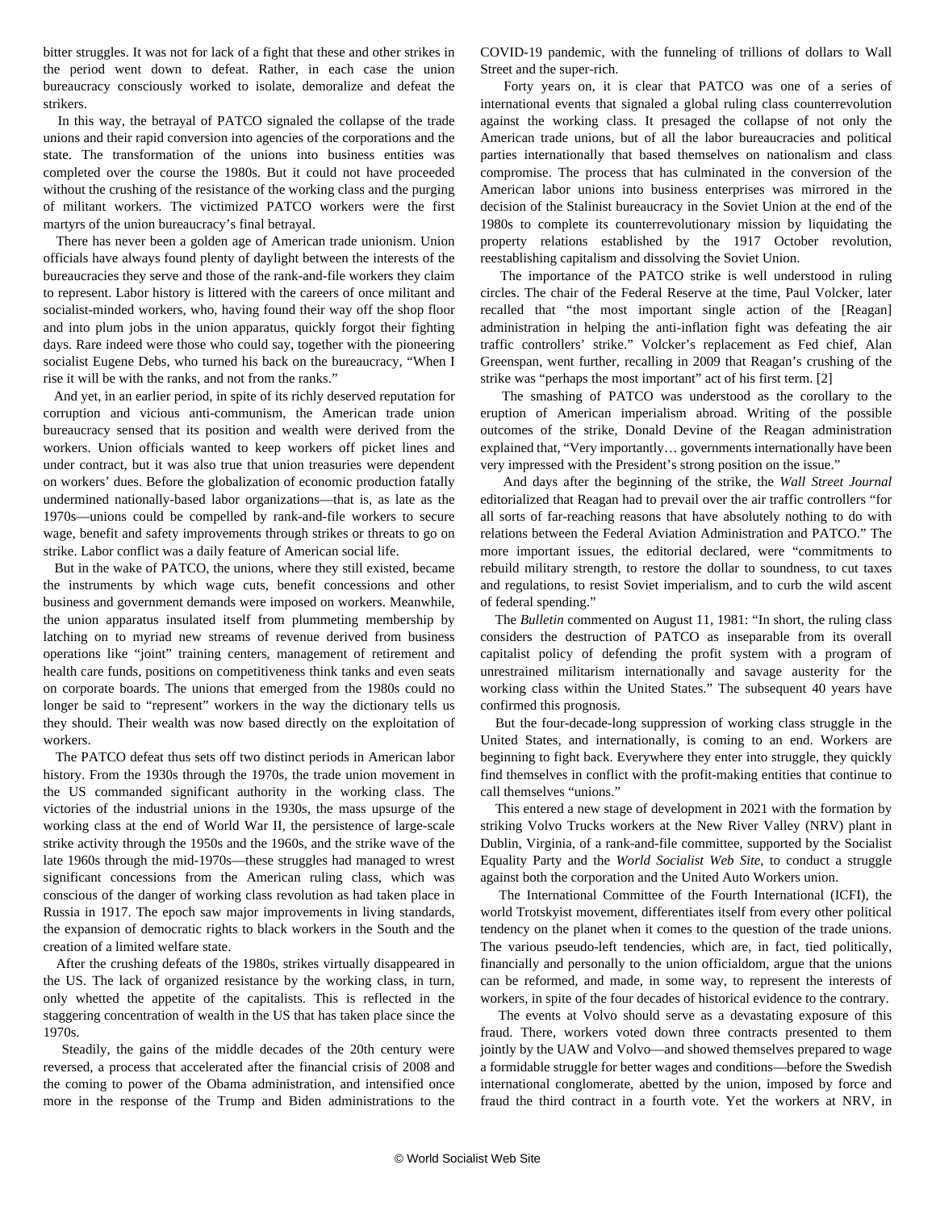bitter struggles. It was not for lack of a fight that these and other strikes in the period went down to defeat. Rather, in each case the union bureaucracy consciously worked to isolate, demoralize and defeat the strikers.

In this way, the betrayal of PATCO signaled the collapse of the trade unions and their rapid conversion into agencies of the corporations and the state. The transformation of the unions into business entities was completed over the course the 1980s. But it could not have proceeded without the crushing of the resistance of the working class and the purging of militant workers. The victimized PATCO workers were the first martyrs of the union bureaucracy's final betrayal.

There has never been a golden age of American trade unionism. Union officials have always found plenty of daylight between the interests of the bureaucracies they serve and those of the rank-and-file workers they claim to represent. Labor history is littered with the careers of once militant and socialist-minded workers, who, having found their way off the shop floor and into plum jobs in the union apparatus, quickly forgot their fighting days. Rare indeed were those who could say, together with the pioneering socialist Eugene Debs, who turned his back on the bureaucracy, "When I rise it will be with the ranks, and not from the ranks."

And yet, in an earlier period, in spite of its richly deserved reputation for corruption and vicious anti-communism, the American trade union bureaucracy sensed that its position and wealth were derived from the workers. Union officials wanted to keep workers off picket lines and under contract, but it was also true that union treasuries were dependent on workers' dues. Before the globalization of economic production fatally undermined nationally-based labor organizations—that is, as late as the 1970s—unions could be compelled by rank-and-file workers to secure wage, benefit and safety improvements through strikes or threats to go on strike. Labor conflict was a daily feature of American social life.

But in the wake of PATCO, the unions, where they still existed, became the instruments by which wage cuts, benefit concessions and other business and government demands were imposed on workers. Meanwhile, the union apparatus insulated itself from plummeting membership by latching on to myriad new streams of revenue derived from business operations like "joint" training centers, management of retirement and health care funds, positions on competitiveness think tanks and even seats on corporate boards. The unions that emerged from the 1980s could no longer be said to "represent" workers in the way the dictionary tells us they should. Their wealth was now based directly on the exploitation of workers.

The PATCO defeat thus sets off two distinct periods in American labor history. From the 1930s through the 1970s, the trade union movement in the US commanded significant authority in the working class. The victories of the industrial unions in the 1930s, the mass upsurge of the working class at the end of World War II, the persistence of large-scale strike activity through the 1950s and the 1960s, and the strike wave of the late 1960s through the mid-1970s—these struggles had managed to wrest significant concessions from the American ruling class, which was conscious of the danger of working class revolution as had taken place in Russia in 1917. The epoch saw major improvements in living standards, the expansion of democratic rights to black workers in the South and the creation of a limited welfare state.

After the crushing defeats of the 1980s, strikes virtually disappeared in the US. The lack of organized resistance by the working class, in turn, only whetted the appetite of the capitalists. This is reflected in the staggering concentration of wealth in the US that has taken place since the 1970s.

Steadily, the gains of the middle decades of the 20th century were reversed, a process that accelerated after the financial crisis of 2008 and the coming to power of the Obama administration, and intensified once more in the response of the Trump and Biden administrations to the COVID-19 pandemic, with the funneling of trillions of dollars to Wall Street and the super-rich.

Forty years on, it is clear that PATCO was one of a series of international events that signaled a global ruling class counterrevolution against the working class. It presaged the collapse of not only the American trade unions, but of all the labor bureaucracies and political parties internationally that based themselves on nationalism and class compromise. The process that has culminated in the conversion of the American labor unions into business enterprises was mirrored in the decision of the Stalinist bureaucracy in the Soviet Union at the end of the 1980s to complete its counterrevolutionary mission by liquidating the property relations established by the 1917 October revolution, reestablishing capitalism and dissolving the Soviet Union.

The importance of the PATCO strike is well understood in ruling circles. The chair of the Federal Reserve at the time, Paul Volcker, later recalled that "the most important single action of the [Reagan] administration in helping the anti-inflation fight was defeating the air traffic controllers' strike." Volcker's replacement as Fed chief, Alan Greenspan, went further, recalling in 2009 that Reagan's crushing of the strike was "perhaps the most important" act of his first term. [2]

The smashing of PATCO was understood as the corollary to the eruption of American imperialism abroad. Writing of the possible outcomes of the strike, Donald Devine of the Reagan administration explained that, "Very importantly… governments internationally have been very impressed with the President's strong position on the issue."

And days after the beginning of the strike, the *Wall Street Journal* editorialized that Reagan had to prevail over the air traffic controllers "for all sorts of far-reaching reasons that have absolutely nothing to do with relations between the Federal Aviation Administration and PATCO." The more important issues, the editorial declared, were "commitments to rebuild military strength, to restore the dollar to soundness, to cut taxes and regulations, to resist Soviet imperialism, and to curb the wild ascent of federal spending."

The *Bulletin* commented on August 11, 1981: "In short, the ruling class considers the destruction of PATCO as inseparable from its overall capitalist policy of defending the profit system with a program of unrestrained militarism internationally and savage austerity for the working class within the United States." The subsequent 40 years have confirmed this prognosis.

But the four-decade-long suppression of working class struggle in the United States, and internationally, is coming to an end. Workers are beginning to fight back. Everywhere they enter into struggle, they quickly find themselves in conflict with the profit-making entities that continue to call themselves "unions."

This entered a new stage of development in 2021 with the formation by striking Volvo Trucks workers at the New River Valley (NRV) plant in Dublin, Virginia, of a rank-and-file committee, supported by the Socialist Equality Party and the *World Socialist Web Site*, to conduct a struggle against both the corporation and the United Auto Workers union.

The International Committee of the Fourth International (ICFI), the world Trotskyist movement, differentiates itself from every other political tendency on the planet when it comes to the question of the trade unions. The various pseudo-left tendencies, which are, in fact, tied politically, financially and personally to the union officialdom, argue that the unions can be reformed, and made, in some way, to represent the interests of workers, in spite of the four decades of historical evidence to the contrary.

The events at Volvo should serve as a devastating exposure of this fraud. There, workers voted down three contracts presented to them jointly by the UAW and Volvo—and showed themselves prepared to wage a formidable struggle for better wages and conditions—before the Swedish international conglomerate, abetted by the union, imposed by force and fraud the third contract in a fourth vote. Yet the workers at NRV, in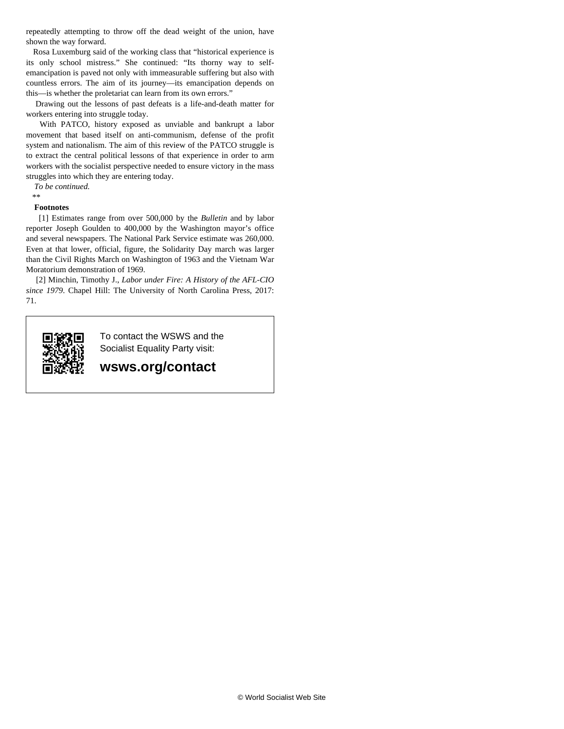repeatedly attempting to throw off the dead weight of the union, have shown the way forward.

Rosa Luxemburg said of the working class that “historical experience is its only school mistress.” She continued: “Its thorny way to self-emancipation is paved not only with immeasurable suffering but also with countless errors. The aim of its journey—its emancipation depends on this—is whether the proletariat can learn from its own errors.”

Drawing out the lessons of past defeats is a life-and-death matter for workers entering into struggle today.

With PATCO, history exposed as unviable and bankrupt a labor movement that based itself on anti-communism, defense of the profit system and nationalism. The aim of this review of the PATCO struggle is to extract the central political lessons of that experience in order to arm workers with the socialist perspective needed to ensure victory in the mass struggles into which they are entering today.

*To be continued.*

**

**Footnotes**

[1] Estimates range from over 500,000 by the *Bulletin* and by labor reporter Joseph Goulden to 400,000 by the Washington mayor’s office and several newspapers. The National Park Service estimate was 260,000. Even at that lower, official, figure, the Solidarity Day march was larger than the Civil Rights March on Washington of 1963 and the Vietnam War Moratorium demonstration of 1969.

[2] Minchin, Timothy J., *Labor under Fire: A History of the AFL-CIO since 1979*. Chapel Hill: The University of North Carolina Press, 2017: 71.

To contact the WSWS and the Socialist Equality Party visit:

**wsws.org/contact**